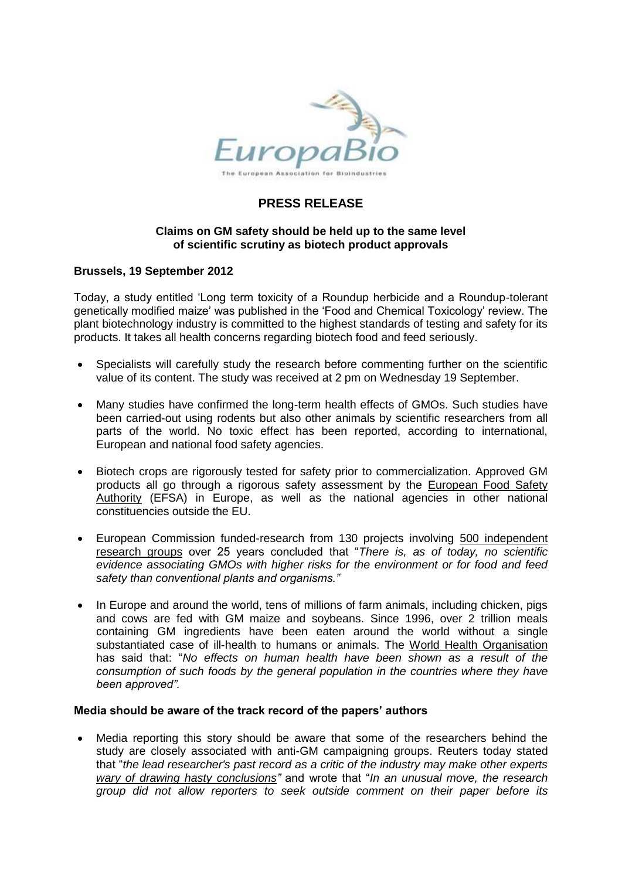EuropaBio

The European Association for Bioindustries

# PRESS RELEASE

**Claims on GM safety should be held up to the same level of scientific scrutiny as biotech product approvals**

**Brussels, 19 September 2012**

Today, a study entitled 'Long term toxicity of a Roundup herbicide and a Roundup-tolerant genetically modified maize' was published in the 'Food and Chemical Toxicology' review. The plant biotechnology industry is committed to the highest standards of testing and safety for its products. It takes all health concerns regarding biotech food and feed seriously.

- Specialists will carefully study the research before commenting further on the scientific value of its content. The study was received at 2 pm on Wednesday 19 September.
- Many studies have confirmed the long-term health effects of GMOs. Such studies have been carried-out using rodents but also other animals by scientific researchers from all parts of the world. No toxic effect has been reported, according to international, European and national food safety agencies.
- Biotech crops are rigorously tested for safety prior to commercialization. Approved GM products all go through a rigorous safety assessment by the European Food Safety Authority (EFSA) in Europe, as well as the national agencies in other national constituencies outside the EU.
- European Commission funded-research from 130 projects involving 500 independent research groups over 25 years concluded that "*There is, as of today, no scientific evidence associating GMOs with higher risks for the environment or for food and feed safety than conventional plants and organisms.*"
- In Europe and around the world, tens of millions of farm animals, including chicken, pigs and cows are fed with GM maize and soybeans. Since 1996, over 2 trillion meals containing GM ingredients have been eaten around the world without a single substantiated case of ill-health to humans or animals. The World Health Organisation has said that: "*No effects on human health have been shown as a result of the consumption of such foods by the general population in the countries where they have been approved".*

**Media should be aware of the track record of the papers' authors**

- Media reporting this story should be aware that some of the researchers behind the study are closely associated with anti-GM campaigning groups. Reuters today stated that "*the lead researcher's past record as a critic of the industry may make other experts wary of drawing hasty conclusions"* and wrote that "*In an unusual move, the research group did not allow reporters to seek outside comment on their paper before its*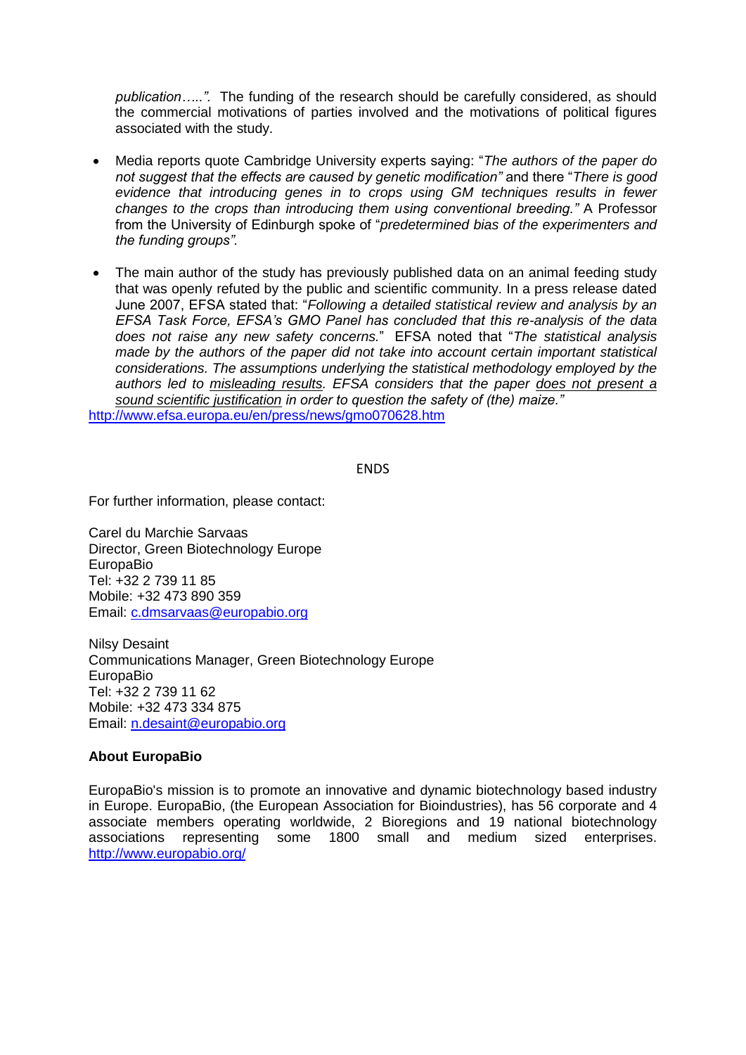*publication…..".* The funding of the research should be carefully considered, as should the commercial motivations of parties involved and the motivations of political figures associated with the study.

- Media reports quote Cambridge University experts saying: "*The authors of the paper do not suggest that the effects are caused by genetic modification"* and there "*There is good evidence that introducing genes in to crops using GM techniques results in fewer changes to the crops than introducing them using conventional breeding."* A Professor from the University of Edinburgh spoke of "*predetermined bias of the experimenters and the funding groups".*

- The main author of the study has previously published data on an animal feeding study that was openly refuted by the public and scientific community. In a press release dated June 2007, EFSA stated that: "*Following a detailed statistical review and analysis by an EFSA Task Force, EFSA's GMO Panel has concluded that this re-analysis of the data does not raise any new safety concerns.*" EFSA noted that "*The statistical analysis made by the authors of the paper did not take into account certain important statistical considerations. The assumptions underlying the statistical methodology employed by the authors led to misleading results. EFSA considers that the paper does not present a sound scientific justification in order to question the safety of (the) maize."*

http://www.efsa.europa.eu/en/press/news/gmo070628.htm

ENDS

For further information, please contact:

Carel du Marchie Sarvaas
Director, Green Biotechnology Europe
EuropaBio
Tel: +32 2 739 11 85
Mobile: +32 473 890 359
Email: c.dmsarvaas@europabio.org

Nilsy Desaint
Communications Manager, Green Biotechnology Europe
EuropaBio
Tel: +32 2 739 11 62
Mobile: +32 473 334 875
Email: n.desaint@europabio.org

**About EuropaBio**

EuropaBio's mission is to promote an innovative and dynamic biotechnology based industry in Europe. EuropaBio, (the European Association for Bioindustries), has 56 corporate and 4 associate members operating worldwide, 2 Bioregions and 19 national biotechnology associations representing some 1800 small and medium sized enterprises. http://www.europabio.org/